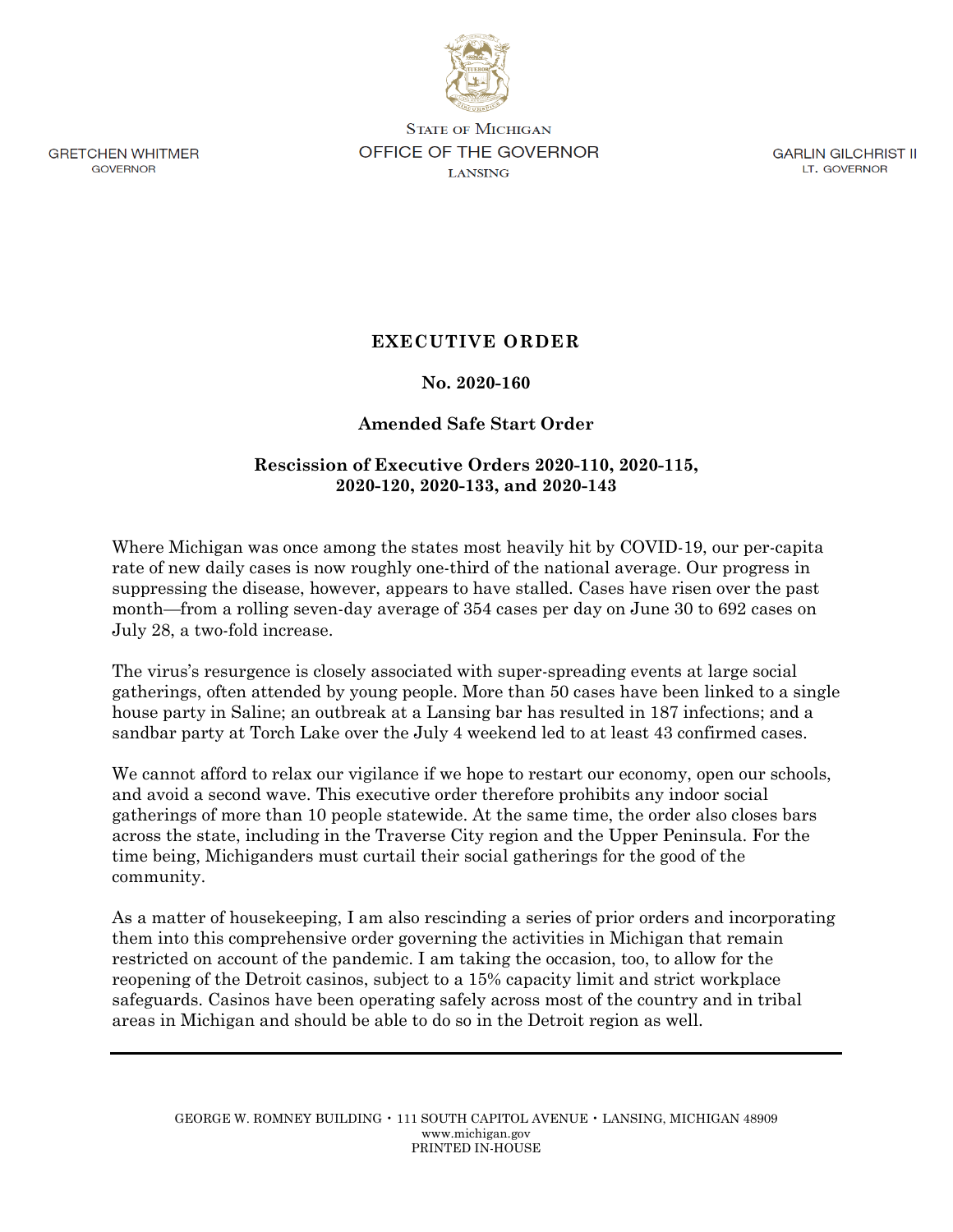GRETCHEN WHITMER
GOVERNOR

STATE OF MICHIGAN
OFFICE OF THE GOVERNOR
LANSING

GARLIN GILCHRIST II
LT. GOVERNOR

# EXECUTIVE ORDER

## No. 2020-160

## Amended Safe Start Order

## Rescission of Executive Orders 2020-110, 2020-115, 2020-120, 2020-133, and 2020-143

Where Michigan was once among the states most heavily hit by COVID-19, our per-capita rate of new daily cases is now roughly one-third of the national average. Our progress in suppressing the disease, however, appears to have stalled. Cases have risen over the past month—from a rolling seven-day average of 354 cases per day on June 30 to 692 cases on July 28, a two-fold increase.

The virus's resurgence is closely associated with super-spreading events at large social gatherings, often attended by young people. More than 50 cases have been linked to a single house party in Saline; an outbreak at a Lansing bar has resulted in 187 infections; and a sandbar party at Torch Lake over the July 4 weekend led to at least 43 confirmed cases.

We cannot afford to relax our vigilance if we hope to restart our economy, open our schools, and avoid a second wave. This executive order therefore prohibits any indoor social gatherings of more than 10 people statewide. At the same time, the order also closes bars across the state, including in the Traverse City region and the Upper Peninsula. For the time being, Michiganders must curtail their social gatherings for the good of the community.

As a matter of housekeeping, I am also rescinding a series of prior orders and incorporating them into this comprehensive order governing the activities in Michigan that remain restricted on account of the pandemic. I am taking the occasion, too, to allow for the reopening of the Detroit casinos, subject to a 15% capacity limit and strict workplace safeguards. Casinos have been operating safely across most of the country and in tribal areas in Michigan and should be able to do so in the Detroit region as well.

GEORGE W. ROMNEY BUILDING • 111 SOUTH CAPITOL AVENUE • LANSING, MICHIGAN 48909
www.michigan.gov
PRINTED IN-HOUSE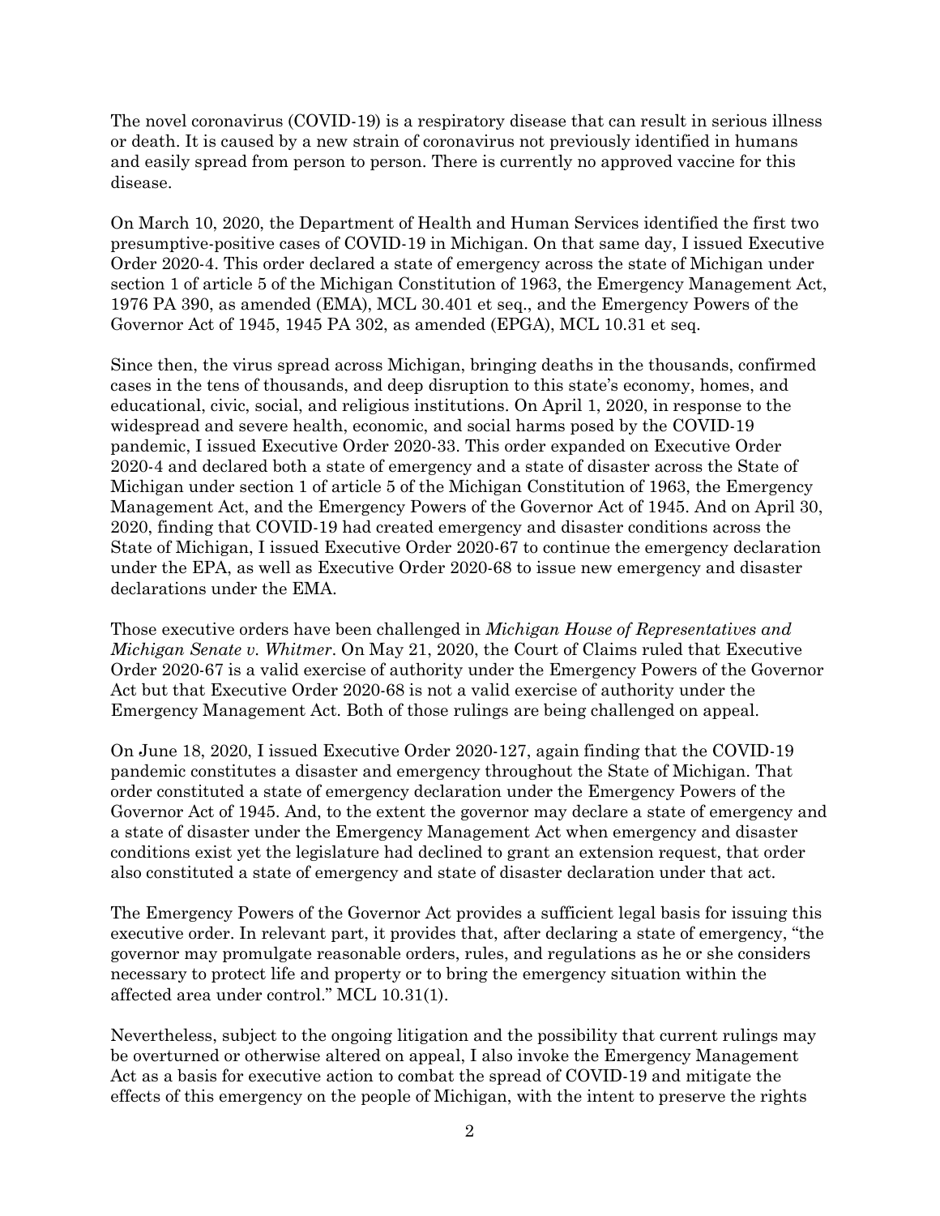The novel coronavirus (COVID-19) is a respiratory disease that can result in serious illness or death. It is caused by a new strain of coronavirus not previously identified in humans and easily spread from person to person. There is currently no approved vaccine for this disease.

On March 10, 2020, the Department of Health and Human Services identified the first two presumptive-positive cases of COVID-19 in Michigan. On that same day, I issued Executive Order 2020-4. This order declared a state of emergency across the state of Michigan under section 1 of article 5 of the Michigan Constitution of 1963, the Emergency Management Act, 1976 PA 390, as amended (EMA), MCL 30.401 et seq., and the Emergency Powers of the Governor Act of 1945, 1945 PA 302, as amended (EPGA), MCL 10.31 et seq.

Since then, the virus spread across Michigan, bringing deaths in the thousands, confirmed cases in the tens of thousands, and deep disruption to this state's economy, homes, and educational, civic, social, and religious institutions. On April 1, 2020, in response to the widespread and severe health, economic, and social harms posed by the COVID-19 pandemic, I issued Executive Order 2020-33. This order expanded on Executive Order 2020-4 and declared both a state of emergency and a state of disaster across the State of Michigan under section 1 of article 5 of the Michigan Constitution of 1963, the Emergency Management Act, and the Emergency Powers of the Governor Act of 1945. And on April 30, 2020, finding that COVID-19 had created emergency and disaster conditions across the State of Michigan, I issued Executive Order 2020-67 to continue the emergency declaration under the EPA, as well as Executive Order 2020-68 to issue new emergency and disaster declarations under the EMA.

Those executive orders have been challenged in *Michigan House of Representatives and Michigan Senate v. Whitmer*. On May 21, 2020, the Court of Claims ruled that Executive Order 2020-67 is a valid exercise of authority under the Emergency Powers of the Governor Act but that Executive Order 2020-68 is not a valid exercise of authority under the Emergency Management Act. Both of those rulings are being challenged on appeal.

On June 18, 2020, I issued Executive Order 2020-127, again finding that the COVID-19 pandemic constitutes a disaster and emergency throughout the State of Michigan. That order constituted a state of emergency declaration under the Emergency Powers of the Governor Act of 1945. And, to the extent the governor may declare a state of emergency and a state of disaster under the Emergency Management Act when emergency and disaster conditions exist yet the legislature had declined to grant an extension request, that order also constituted a state of emergency and state of disaster declaration under that act.

The Emergency Powers of the Governor Act provides a sufficient legal basis for issuing this executive order. In relevant part, it provides that, after declaring a state of emergency, "the governor may promulgate reasonable orders, rules, and regulations as he or she considers necessary to protect life and property or to bring the emergency situation within the affected area under control." MCL 10.31(1).

Nevertheless, subject to the ongoing litigation and the possibility that current rulings may be overturned or otherwise altered on appeal, I also invoke the Emergency Management Act as a basis for executive action to combat the spread of COVID-19 and mitigate the effects of this emergency on the people of Michigan, with the intent to preserve the rights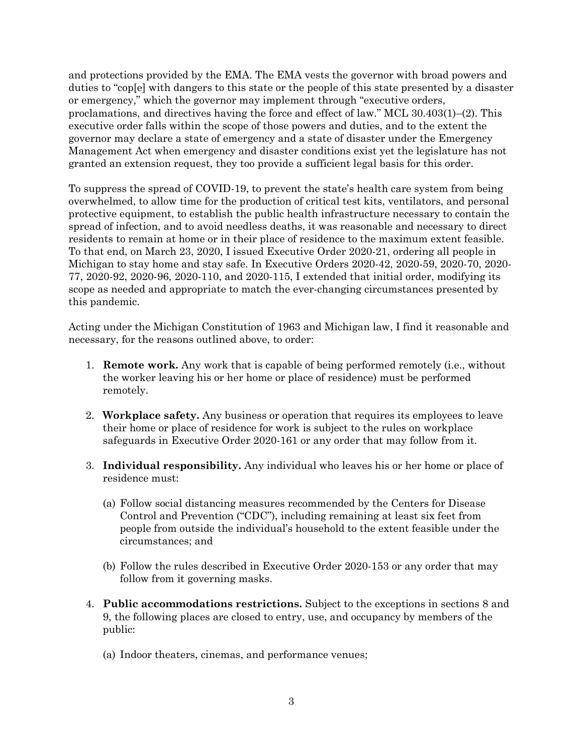and protections provided by the EMA. The EMA vests the governor with broad powers and duties to "cop[e] with dangers to this state or the people of this state presented by a disaster or emergency," which the governor may implement through "executive orders, proclamations, and directives having the force and effect of law." MCL 30.403(1)–(2). This executive order falls within the scope of those powers and duties, and to the extent the governor may declare a state of emergency and a state of disaster under the Emergency Management Act when emergency and disaster conditions exist yet the legislature has not granted an extension request, they too provide a sufficient legal basis for this order.

To suppress the spread of COVID-19, to prevent the state's health care system from being overwhelmed, to allow time for the production of critical test kits, ventilators, and personal protective equipment, to establish the public health infrastructure necessary to contain the spread of infection, and to avoid needless deaths, it was reasonable and necessary to direct residents to remain at home or in their place of residence to the maximum extent feasible. To that end, on March 23, 2020, I issued Executive Order 2020-21, ordering all people in Michigan to stay home and stay safe. In Executive Orders 2020-42, 2020-59, 2020-70, 2020-77, 2020-92, 2020-96, 2020-110, and 2020-115, I extended that initial order, modifying its scope as needed and appropriate to match the ever-changing circumstances presented by this pandemic.

Acting under the Michigan Constitution of 1963 and Michigan law, I find it reasonable and necessary, for the reasons outlined above, to order:

1. **Remote work.** Any work that is capable of being performed remotely (i.e., without the worker leaving his or her home or place of residence) must be performed remotely.

2. **Workplace safety.** Any business or operation that requires its employees to leave their home or place of residence for work is subject to the rules on workplace safeguards in Executive Order 2020-161 or any order that may follow from it.

3. **Individual responsibility.** Any individual who leaves his or her home or place of residence must:

   (a) Follow social distancing measures recommended by the Centers for Disease Control and Prevention ("CDC"), including remaining at least six feet from people from outside the individual's household to the extent feasible under the circumstances; and

   (b) Follow the rules described in Executive Order 2020-153 or any order that may follow from it governing masks.

4. **Public accommodations restrictions.** Subject to the exceptions in sections 8 and 9, the following places are closed to entry, use, and occupancy by members of the public:

   (a) Indoor theaters, cinemas, and performance venues;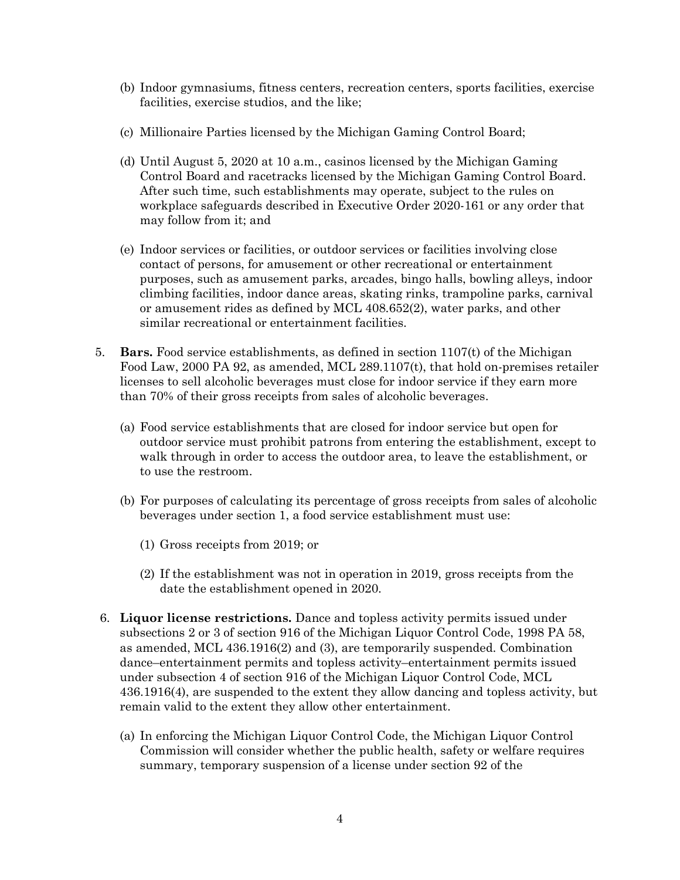(b) Indoor gymnasiums, fitness centers, recreation centers, sports facilities, exercise facilities, exercise studios, and the like;

(c) Millionaire Parties licensed by the Michigan Gaming Control Board;

(d) Until August 5, 2020 at 10 a.m., casinos licensed by the Michigan Gaming Control Board and racetracks licensed by the Michigan Gaming Control Board. After such time, such establishments may operate, subject to the rules on workplace safeguards described in Executive Order 2020-161 or any order that may follow from it; and

(e) Indoor services or facilities, or outdoor services or facilities involving close contact of persons, for amusement or other recreational or entertainment purposes, such as amusement parks, arcades, bingo halls, bowling alleys, indoor climbing facilities, indoor dance areas, skating rinks, trampoline parks, carnival or amusement rides as defined by MCL 408.652(2), water parks, and other similar recreational or entertainment facilities.

5. **Bars.** Food service establishments, as defined in section 1107(t) of the Michigan Food Law, 2000 PA 92, as amended, MCL 289.1107(t), that hold on-premises retailer licenses to sell alcoholic beverages must close for indoor service if they earn more than 70% of their gross receipts from sales of alcoholic beverages.

   (a) Food service establishments that are closed for indoor service but open for outdoor service must prohibit patrons from entering the establishment, except to walk through in order to access the outdoor area, to leave the establishment, or to use the restroom.

   (b) For purposes of calculating its percentage of gross receipts from sales of alcoholic beverages under section 1, a food service establishment must use:

      (1) Gross receipts from 2019; or

      (2) If the establishment was not in operation in 2019, gross receipts from the date the establishment opened in 2020.

6. **Liquor license restrictions.** Dance and topless activity permits issued under subsections 2 or 3 of section 916 of the Michigan Liquor Control Code, 1998 PA 58, as amended, MCL 436.1916(2) and (3), are temporarily suspended. Combination dance–entertainment permits and topless activity–entertainment permits issued under subsection 4 of section 916 of the Michigan Liquor Control Code, MCL 436.1916(4), are suspended to the extent they allow dancing and topless activity, but remain valid to the extent they allow other entertainment.

   (a) In enforcing the Michigan Liquor Control Code, the Michigan Liquor Control Commission will consider whether the public health, safety or welfare requires summary, temporary suspension of a license under section 92 of the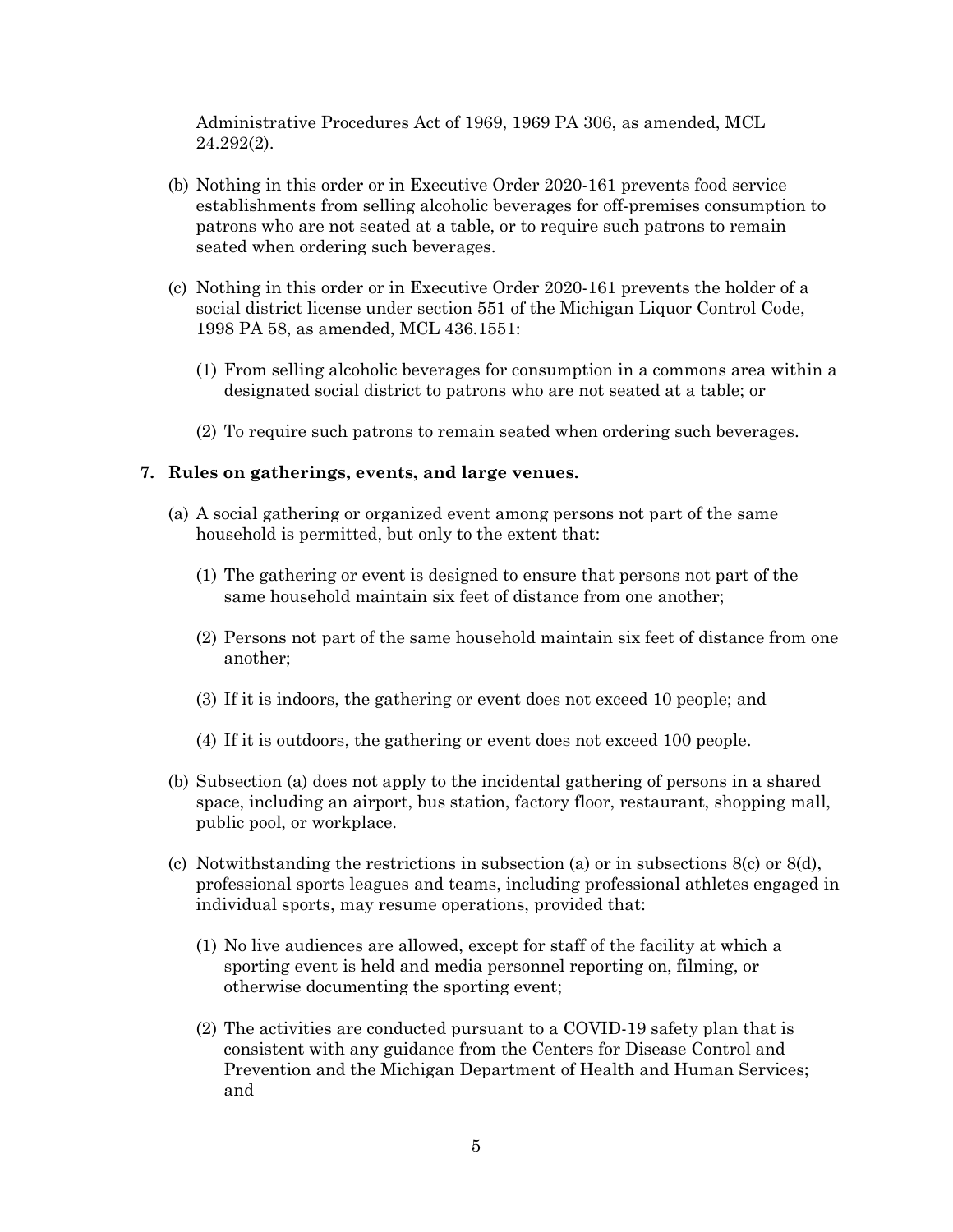Administrative Procedures Act of 1969, 1969 PA 306, as amended, MCL 24.292(2).

(b) Nothing in this order or in Executive Order 2020-161 prevents food service establishments from selling alcoholic beverages for off-premises consumption to patrons who are not seated at a table, or to require such patrons to remain seated when ordering such beverages.

(c) Nothing in this order or in Executive Order 2020-161 prevents the holder of a social district license under section 551 of the Michigan Liquor Control Code, 1998 PA 58, as amended, MCL 436.1551:

(1) From selling alcoholic beverages for consumption in a commons area within a designated social district to patrons who are not seated at a table; or

(2) To require such patrons to remain seated when ordering such beverages.

**7. Rules on gatherings, events, and large venues.**

(a) A social gathering or organized event among persons not part of the same household is permitted, but only to the extent that:

(1) The gathering or event is designed to ensure that persons not part of the same household maintain six feet of distance from one another;

(2) Persons not part of the same household maintain six feet of distance from one another;

(3) If it is indoors, the gathering or event does not exceed 10 people; and

(4) If it is outdoors, the gathering or event does not exceed 100 people.

(b) Subsection (a) does not apply to the incidental gathering of persons in a shared space, including an airport, bus station, factory floor, restaurant, shopping mall, public pool, or workplace.

(c) Notwithstanding the restrictions in subsection (a) or in subsections 8(c) or 8(d), professional sports leagues and teams, including professional athletes engaged in individual sports, may resume operations, provided that:

(1) No live audiences are allowed, except for staff of the facility at which a sporting event is held and media personnel reporting on, filming, or otherwise documenting the sporting event;

(2) The activities are conducted pursuant to a COVID-19 safety plan that is consistent with any guidance from the Centers for Disease Control and Prevention and the Michigan Department of Health and Human Services; and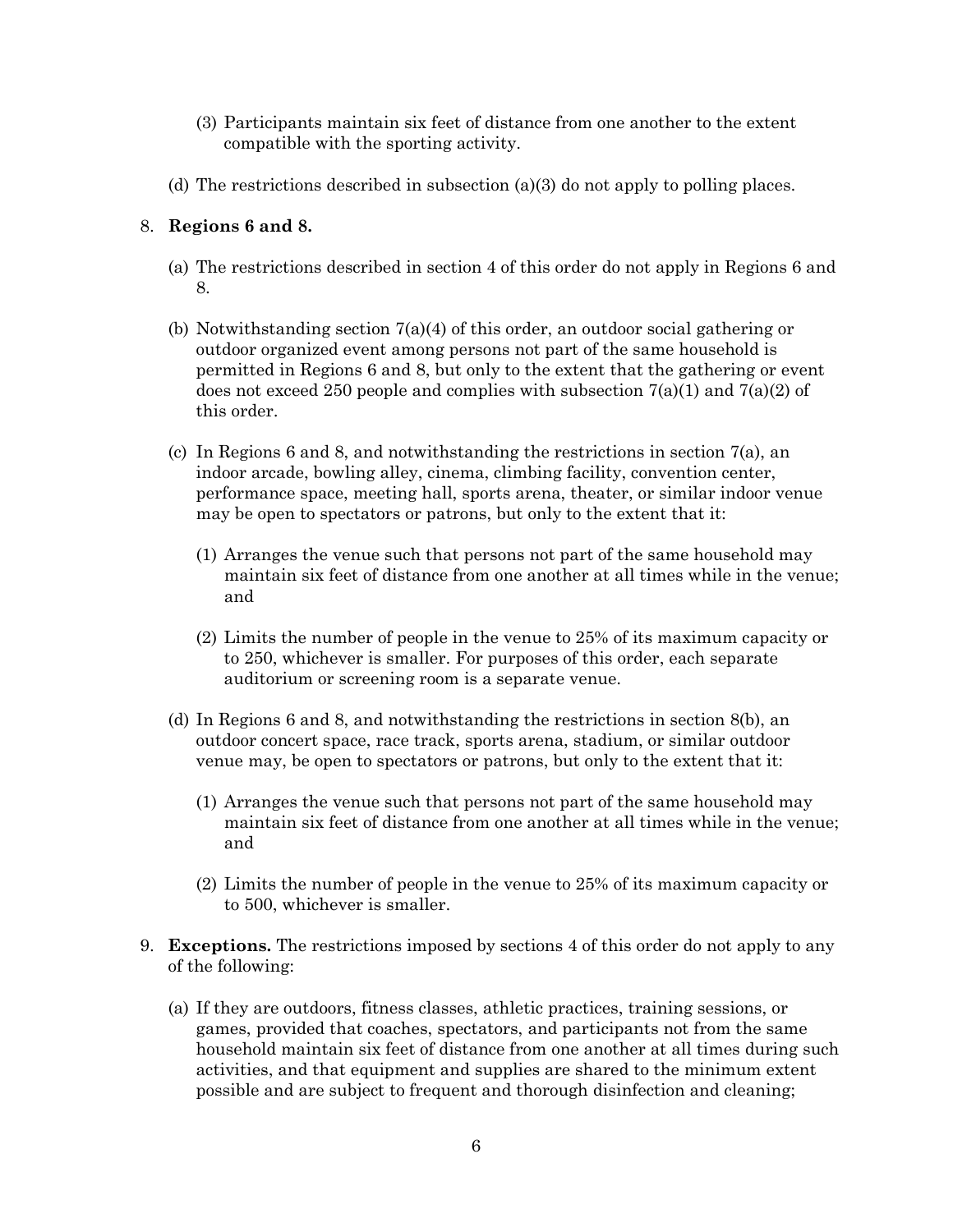(3) Participants maintain six feet of distance from one another to the extent compatible with the sporting activity.

(d) The restrictions described in subsection (a)(3) do not apply to polling places.

8. **Regions 6 and 8.**

   (a) The restrictions described in section 4 of this order do not apply in Regions 6 and 8.

   (b) Notwithstanding section 7(a)(4) of this order, an outdoor social gathering or outdoor organized event among persons not part of the same household is permitted in Regions 6 and 8, but only to the extent that the gathering or event does not exceed 250 people and complies with subsection 7(a)(1) and 7(a)(2) of this order.

   (c) In Regions 6 and 8, and notwithstanding the restrictions in section 7(a), an indoor arcade, bowling alley, cinema, climbing facility, convention center, performance space, meeting hall, sports arena, theater, or similar indoor venue may be open to spectators or patrons, but only to the extent that it:

      (1) Arranges the venue such that persons not part of the same household may maintain six feet of distance from one another at all times while in the venue; and

      (2) Limits the number of people in the venue to 25% of its maximum capacity or to 250, whichever is smaller. For purposes of this order, each separate auditorium or screening room is a separate venue.

   (d) In Regions 6 and 8, and notwithstanding the restrictions in section 8(b), an outdoor concert space, race track, sports arena, stadium, or similar outdoor venue may, be open to spectators or patrons, but only to the extent that it:

      (1) Arranges the venue such that persons not part of the same household may maintain six feet of distance from one another at all times while in the venue; and

      (2) Limits the number of people in the venue to 25% of its maximum capacity or to 500, whichever is smaller.

9. **Exceptions.** The restrictions imposed by sections 4 of this order do not apply to any of the following:

   (a) If they are outdoors, fitness classes, athletic practices, training sessions, or games, provided that coaches, spectators, and participants not from the same household maintain six feet of distance from one another at all times during such activities, and that equipment and supplies are shared to the minimum extent possible and are subject to frequent and thorough disinfection and cleaning;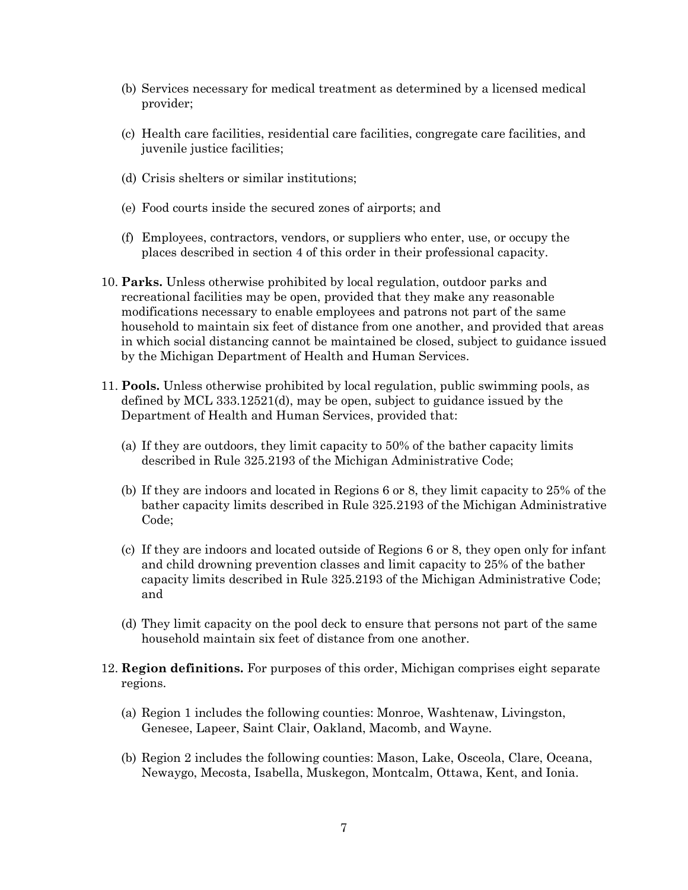(b) Services necessary for medical treatment as determined by a licensed medical provider;

(c) Health care facilities, residential care facilities, congregate care facilities, and juvenile justice facilities;

(d) Crisis shelters or similar institutions;

(e) Food courts inside the secured zones of airports; and

(f) Employees, contractors, vendors, or suppliers who enter, use, or occupy the places described in section 4 of this order in their professional capacity.

10. **Parks.** Unless otherwise prohibited by local regulation, outdoor parks and recreational facilities may be open, provided that they make any reasonable modifications necessary to enable employees and patrons not part of the same household to maintain six feet of distance from one another, and provided that areas in which social distancing cannot be maintained be closed, subject to guidance issued by the Michigan Department of Health and Human Services.

11. **Pools.** Unless otherwise prohibited by local regulation, public swimming pools, as defined by MCL 333.12521(d), may be open, subject to guidance issued by the Department of Health and Human Services, provided that:

    (a) If they are outdoors, they limit capacity to 50% of the bather capacity limits described in Rule 325.2193 of the Michigan Administrative Code;

    (b) If they are indoors and located in Regions 6 or 8, they limit capacity to 25% of the bather capacity limits described in Rule 325.2193 of the Michigan Administrative Code;

    (c) If they are indoors and located outside of Regions 6 or 8, they open only for infant and child drowning prevention classes and limit capacity to 25% of the bather capacity limits described in Rule 325.2193 of the Michigan Administrative Code; and

    (d) They limit capacity on the pool deck to ensure that persons not part of the same household maintain six feet of distance from one another.

12. **Region definitions.** For purposes of this order, Michigan comprises eight separate regions.

    (a) Region 1 includes the following counties: Monroe, Washtenaw, Livingston, Genesee, Lapeer, Saint Clair, Oakland, Macomb, and Wayne.

    (b) Region 2 includes the following counties: Mason, Lake, Osceola, Clare, Oceana, Newaygo, Mecosta, Isabella, Muskegon, Montcalm, Ottawa, Kent, and Ionia.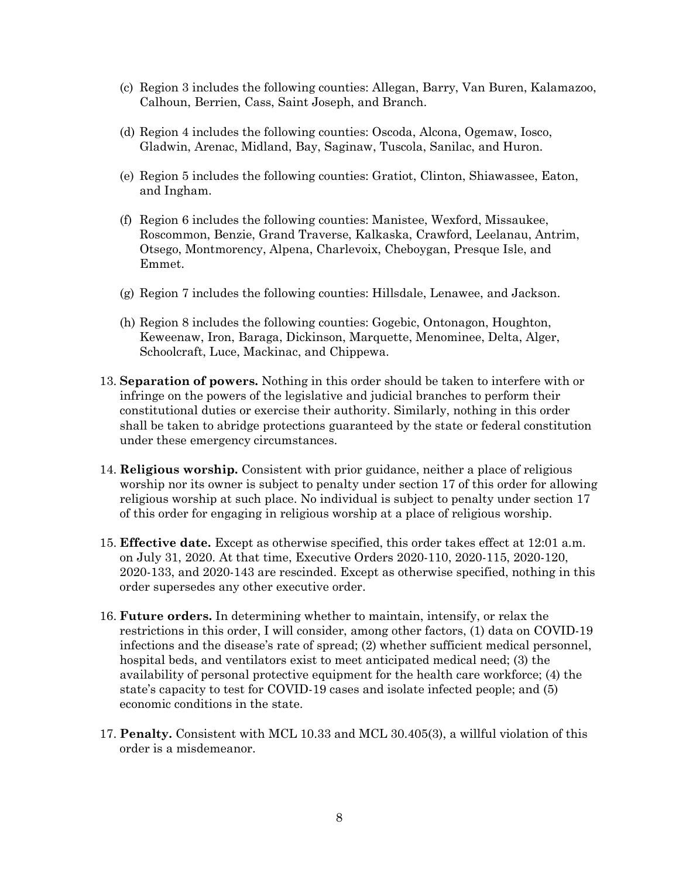(c) Region 3 includes the following counties: Allegan, Barry, Van Buren, Kalamazoo, Calhoun, Berrien, Cass, Saint Joseph, and Branch.

(d) Region 4 includes the following counties: Oscoda, Alcona, Ogemaw, Iosco, Gladwin, Arenac, Midland, Bay, Saginaw, Tuscola, Sanilac, and Huron.

(e) Region 5 includes the following counties: Gratiot, Clinton, Shiawassee, Eaton, and Ingham.

(f) Region 6 includes the following counties: Manistee, Wexford, Missaukee, Roscommon, Benzie, Grand Traverse, Kalkaska, Crawford, Leelanau, Antrim, Otsego, Montmorency, Alpena, Charlevoix, Cheboygan, Presque Isle, and Emmet.

(g) Region 7 includes the following counties: Hillsdale, Lenawee, and Jackson.

(h) Region 8 includes the following counties: Gogebic, Ontonagon, Houghton, Keweenaw, Iron, Baraga, Dickinson, Marquette, Menominee, Delta, Alger, Schoolcraft, Luce, Mackinac, and Chippewa.

13. **Separation of powers.** Nothing in this order should be taken to interfere with or infringe on the powers of the legislative and judicial branches to perform their constitutional duties or exercise their authority. Similarly, nothing in this order shall be taken to abridge protections guaranteed by the state or federal constitution under these emergency circumstances.

14. **Religious worship.** Consistent with prior guidance, neither a place of religious worship nor its owner is subject to penalty under section 17 of this order for allowing religious worship at such place. No individual is subject to penalty under section 17 of this order for engaging in religious worship at a place of religious worship.

15. **Effective date.** Except as otherwise specified, this order takes effect at 12:01 a.m. on July 31, 2020. At that time, Executive Orders 2020-110, 2020-115, 2020-120, 2020-133, and 2020-143 are rescinded. Except as otherwise specified, nothing in this order supersedes any other executive order.

16. **Future orders.** In determining whether to maintain, intensify, or relax the restrictions in this order, I will consider, among other factors, (1) data on COVID-19 infections and the disease's rate of spread; (2) whether sufficient medical personnel, hospital beds, and ventilators exist to meet anticipated medical need; (3) the availability of personal protective equipment for the health care workforce; (4) the state's capacity to test for COVID-19 cases and isolate infected people; and (5) economic conditions in the state.

17. **Penalty.** Consistent with MCL 10.33 and MCL 30.405(3), a willful violation of this order is a misdemeanor.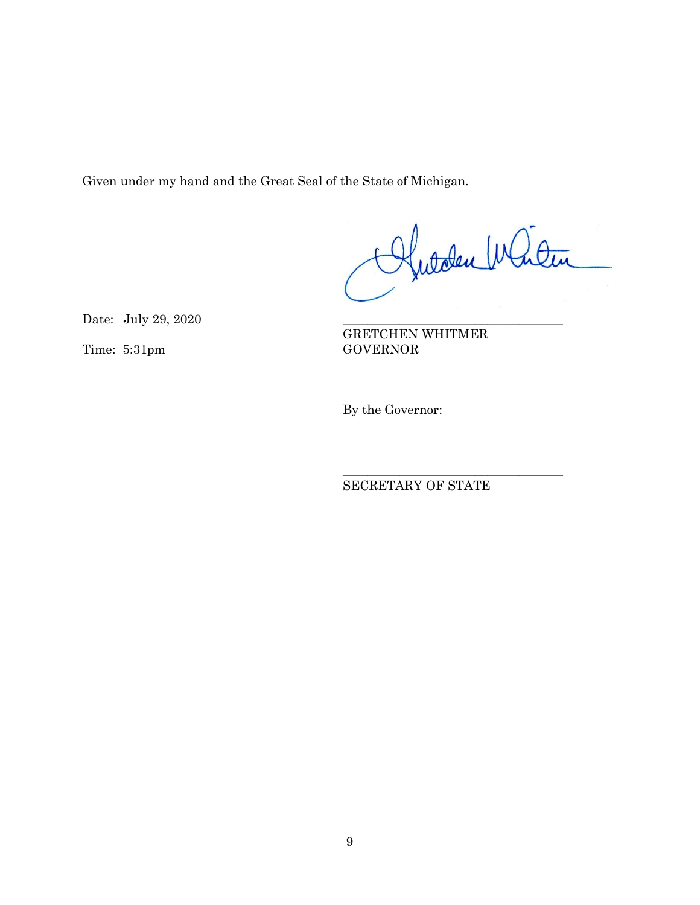Given under my hand and the Great Seal of the State of Michigan.

Date: July 29, 2020

Time: 5:31pm

\_\_\_\_\_\_\_\_\_\_\_\_\_\_\_\_\_\_\_\_\_\_\_\_\_\_\_\_\_\_\_\_\_\_\_

GRETCHEN WHITMER
GOVERNOR

By the Governor:

\_\_\_\_\_\_\_\_\_\_\_\_\_\_\_\_\_\_\_\_\_\_\_\_\_\_\_\_\_\_\_\_\_\_\_

SECRETARY OF STATE